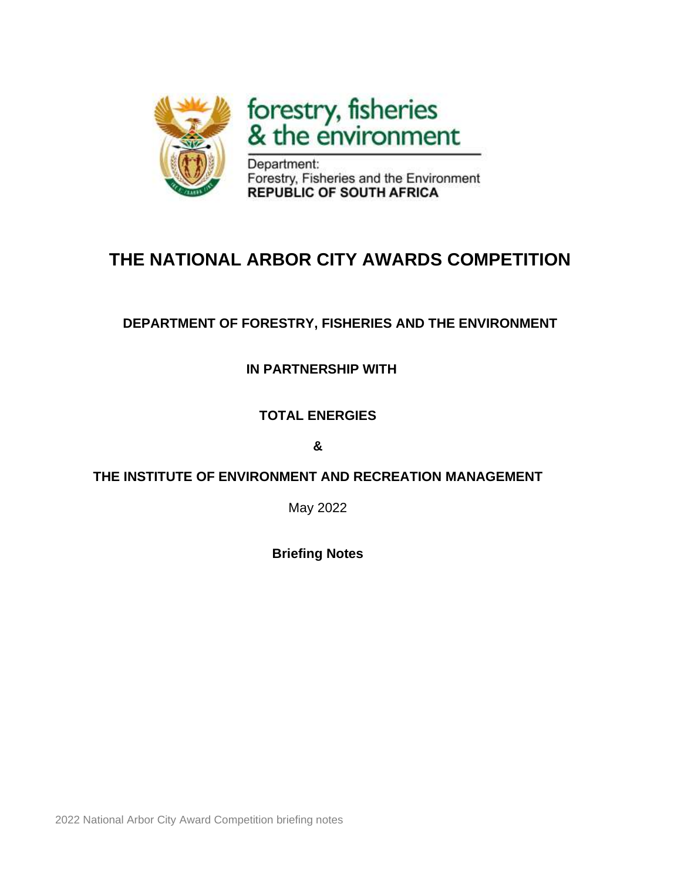forestry, fisheries & the environment

Department:
Forestry, Fisheries and the Environment
**REPUBLIC OF SOUTH AFRICA**

# THE NATIONAL ARBOR CITY AWARDS COMPETITION

**DEPARTMENT OF FORESTRY, FISHERIES AND THE ENVIRONMENT**

**IN PARTNERSHIP WITH**

**TOTAL ENERGIES**

**&**

**THE INSTITUTE OF ENVIRONMENT AND RECREATION MANAGEMENT**

May 2022

**Briefing Notes**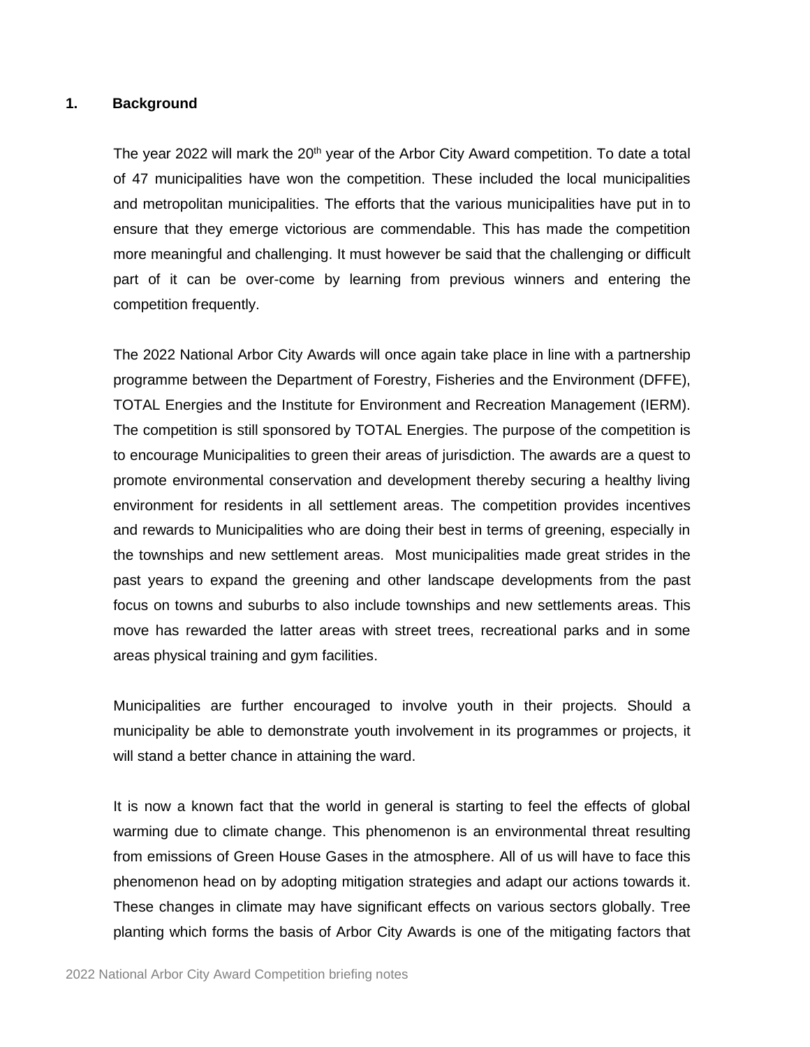## 1. Background

The year 2022 will mark the 20th year of the Arbor City Award competition. To date a total of 47 municipalities have won the competition. These included the local municipalities and metropolitan municipalities. The efforts that the various municipalities have put in to ensure that they emerge victorious are commendable. This has made the competition more meaningful and challenging. It must however be said that the challenging or difficult part of it can be over-come by learning from previous winners and entering the competition frequently.

The 2022 National Arbor City Awards will once again take place in line with a partnership programme between the Department of Forestry, Fisheries and the Environment (DFFE), TOTAL Energies and the Institute for Environment and Recreation Management (IERM). The competition is still sponsored by TOTAL Energies. The purpose of the competition is to encourage Municipalities to green their areas of jurisdiction. The awards are a quest to promote environmental conservation and development thereby securing a healthy living environment for residents in all settlement areas. The competition provides incentives and rewards to Municipalities who are doing their best in terms of greening, especially in the townships and new settlement areas. Most municipalities made great strides in the past years to expand the greening and other landscape developments from the past focus on towns and suburbs to also include townships and new settlements areas. This move has rewarded the latter areas with street trees, recreational parks and in some areas physical training and gym facilities.

Municipalities are further encouraged to involve youth in their projects. Should a municipality be able to demonstrate youth involvement in its programmes or projects, it will stand a better chance in attaining the ward.

It is now a known fact that the world in general is starting to feel the effects of global warming due to climate change. This phenomenon is an environmental threat resulting from emissions of Green House Gases in the atmosphere. All of us will have to face this phenomenon head on by adopting mitigation strategies and adapt our actions towards it. These changes in climate may have significant effects on various sectors globally. Tree planting which forms the basis of Arbor City Awards is one of the mitigating factors that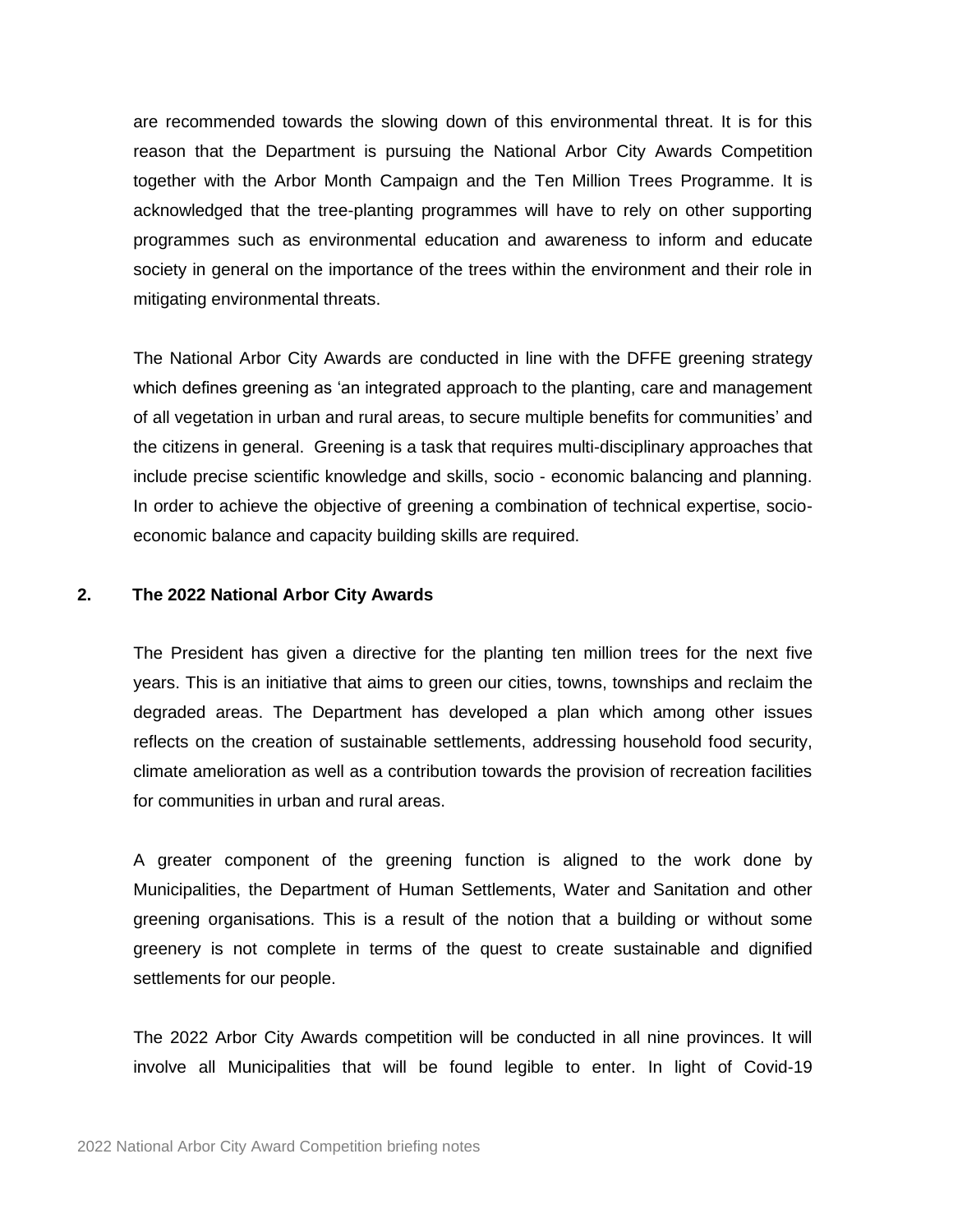are recommended towards the slowing down of this environmental threat. It is for this reason that the Department is pursuing the National Arbor City Awards Competition together with the Arbor Month Campaign and the Ten Million Trees Programme. It is acknowledged that the tree-planting programmes will have to rely on other supporting programmes such as environmental education and awareness to inform and educate society in general on the importance of the trees within the environment and their role in mitigating environmental threats.

The National Arbor City Awards are conducted in line with the DFFE greening strategy which defines greening as 'an integrated approach to the planting, care and management of all vegetation in urban and rural areas, to secure multiple benefits for communities' and the citizens in general. Greening is a task that requires multi-disciplinary approaches that include precise scientific knowledge and skills, socio - economic balancing and planning. In order to achieve the objective of greening a combination of technical expertise, socio-economic balance and capacity building skills are required.

## 2. The 2022 National Arbor City Awards

The President has given a directive for the planting ten million trees for the next five years. This is an initiative that aims to green our cities, towns, townships and reclaim the degraded areas. The Department has developed a plan which among other issues reflects on the creation of sustainable settlements, addressing household food security, climate amelioration as well as a contribution towards the provision of recreation facilities for communities in urban and rural areas.

A greater component of the greening function is aligned to the work done by Municipalities, the Department of Human Settlements, Water and Sanitation and other greening organisations. This is a result of the notion that a building or without some greenery is not complete in terms of the quest to create sustainable and dignified settlements for our people.

The 2022 Arbor City Awards competition will be conducted in all nine provinces. It will involve all Municipalities that will be found legible to enter. In light of Covid-19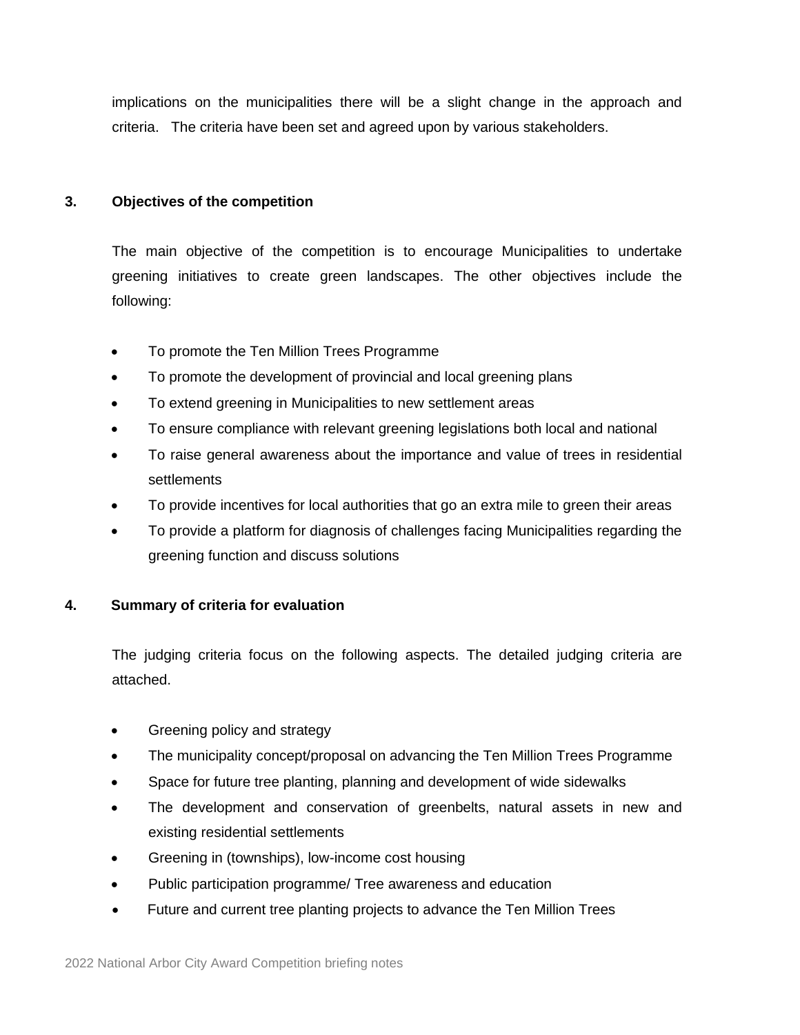implications on the municipalities there will be a slight change in the approach and criteria. The criteria have been set and agreed upon by various stakeholders.

## 3. Objectives of the competition

The main objective of the competition is to encourage Municipalities to undertake greening initiatives to create green landscapes. The other objectives include the following:

- To promote the Ten Million Trees Programme
- To promote the development of provincial and local greening plans
- To extend greening in Municipalities to new settlement areas
- To ensure compliance with relevant greening legislations both local and national
- To raise general awareness about the importance and value of trees in residential settlements
- To provide incentives for local authorities that go an extra mile to green their areas
- To provide a platform for diagnosis of challenges facing Municipalities regarding the greening function and discuss solutions

## 4. Summary of criteria for evaluation

The judging criteria focus on the following aspects. The detailed judging criteria are attached.

- Greening policy and strategy
- The municipality concept/proposal on advancing the Ten Million Trees Programme
- Space for future tree planting, planning and development of wide sidewalks
- The development and conservation of greenbelts, natural assets in new and existing residential settlements
- Greening in (townships), low-income cost housing
- Public participation programme/ Tree awareness and education
- Future and current tree planting projects to advance the Ten Million Trees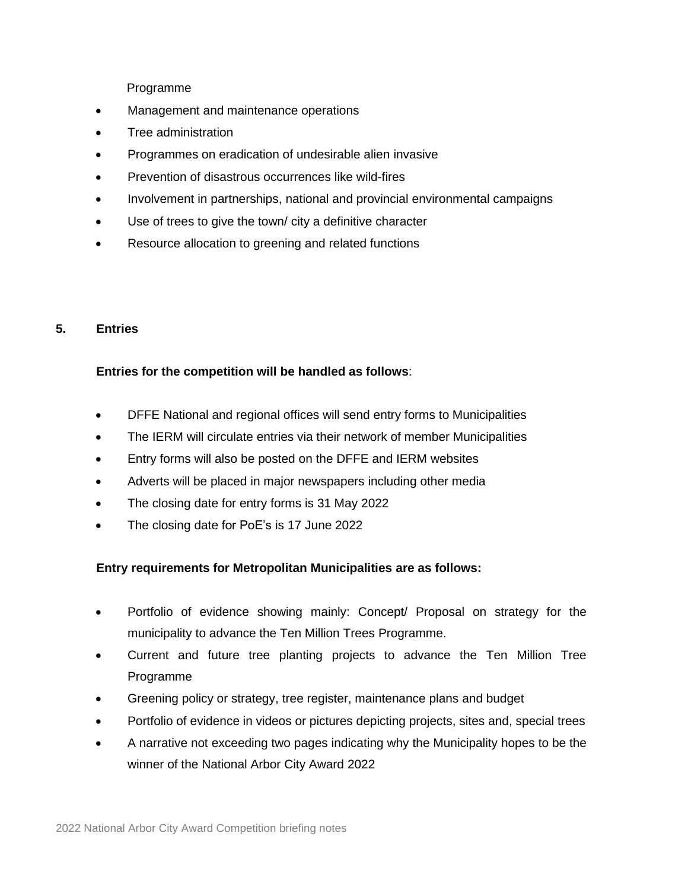Programme

- Management and maintenance operations
- Tree administration
- Programmes on eradication of undesirable alien invasive
- Prevention of disastrous occurrences like wild-fires
- Involvement in partnerships, national and provincial environmental campaigns
- Use of trees to give the town/ city a definitive character
- Resource allocation to greening and related functions

## 5. Entries

**Entries for the competition will be handled as follows**:

- DFFE National and regional offices will send entry forms to Municipalities
- The IERM will circulate entries via their network of member Municipalities
- Entry forms will also be posted on the DFFE and IERM websites
- Adverts will be placed in major newspapers including other media
- The closing date for entry forms is 31 May 2022
- The closing date for PoE's is 17 June 2022

**Entry requirements for Metropolitan Municipalities are as follows:**

- Portfolio of evidence showing mainly: Concept/ Proposal on strategy for the municipality to advance the Ten Million Trees Programme.
- Current and future tree planting projects to advance the Ten Million Tree Programme
- Greening policy or strategy, tree register, maintenance plans and budget
- Portfolio of evidence in videos or pictures depicting projects, sites and, special trees
- A narrative not exceeding two pages indicating why the Municipality hopes to be the winner of the National Arbor City Award 2022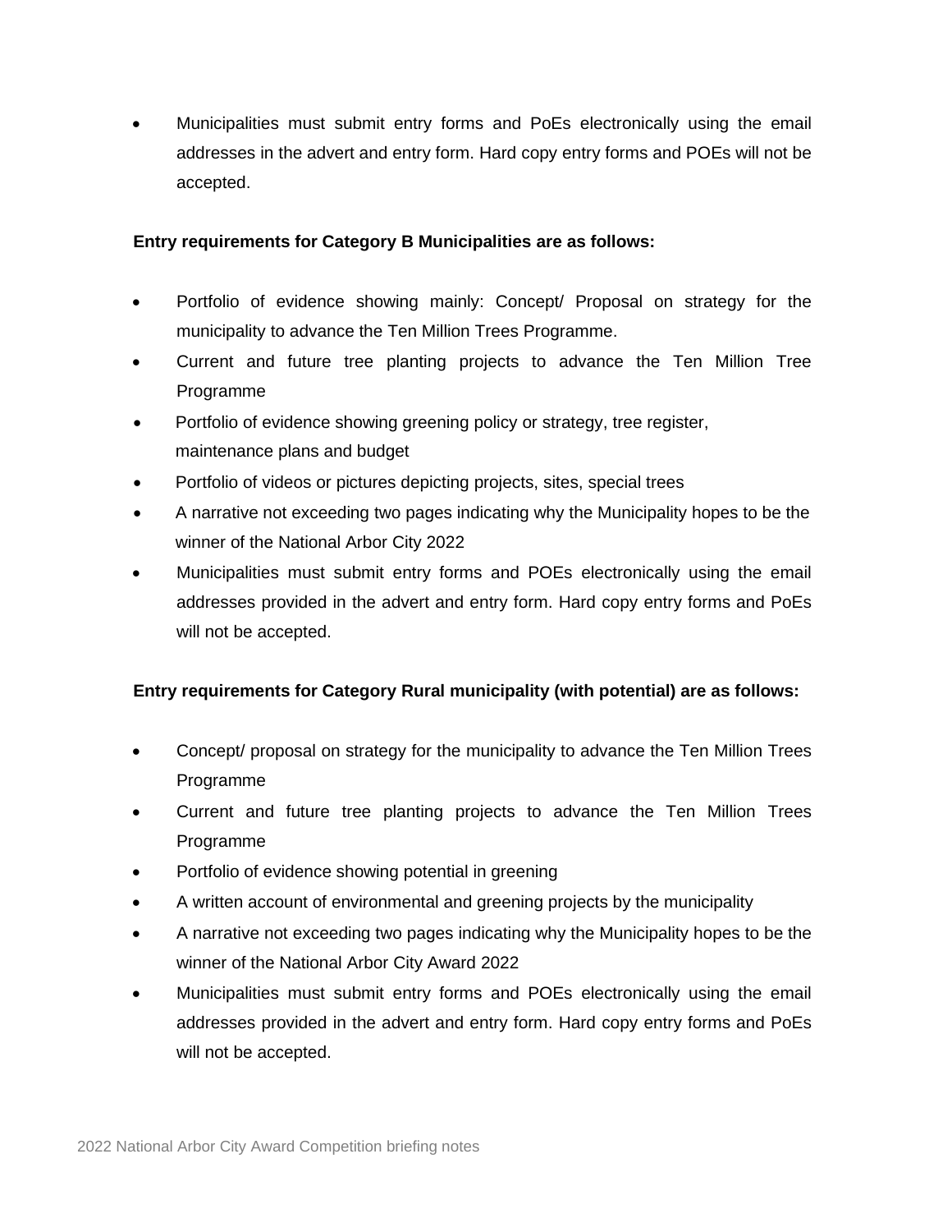- Municipalities must submit entry forms and PoEs electronically using the email addresses in the advert and entry form. Hard copy entry forms and POEs will not be accepted.

**Entry requirements for Category B Municipalities are as follows:**

- Portfolio of evidence showing mainly: Concept/ Proposal on strategy for the municipality to advance the Ten Million Trees Programme.
- Current and future tree planting projects to advance the Ten Million Tree Programme
- Portfolio of evidence showing greening policy or strategy, tree register, maintenance plans and budget
- Portfolio of videos or pictures depicting projects, sites, special trees
- A narrative not exceeding two pages indicating why the Municipality hopes to be the winner of the National Arbor City 2022
- Municipalities must submit entry forms and POEs electronically using the email addresses provided in the advert and entry form. Hard copy entry forms and PoEs will not be accepted.

**Entry requirements for Category Rural municipality (with potential) are as follows:**

- Concept/ proposal on strategy for the municipality to advance the Ten Million Trees Programme
- Current and future tree planting projects to advance the Ten Million Trees Programme
- Portfolio of evidence showing potential in greening
- A written account of environmental and greening projects by the municipality
- A narrative not exceeding two pages indicating why the Municipality hopes to be the winner of the National Arbor City Award 2022
- Municipalities must submit entry forms and POEs electronically using the email addresses provided in the advert and entry form. Hard copy entry forms and PoEs will not be accepted.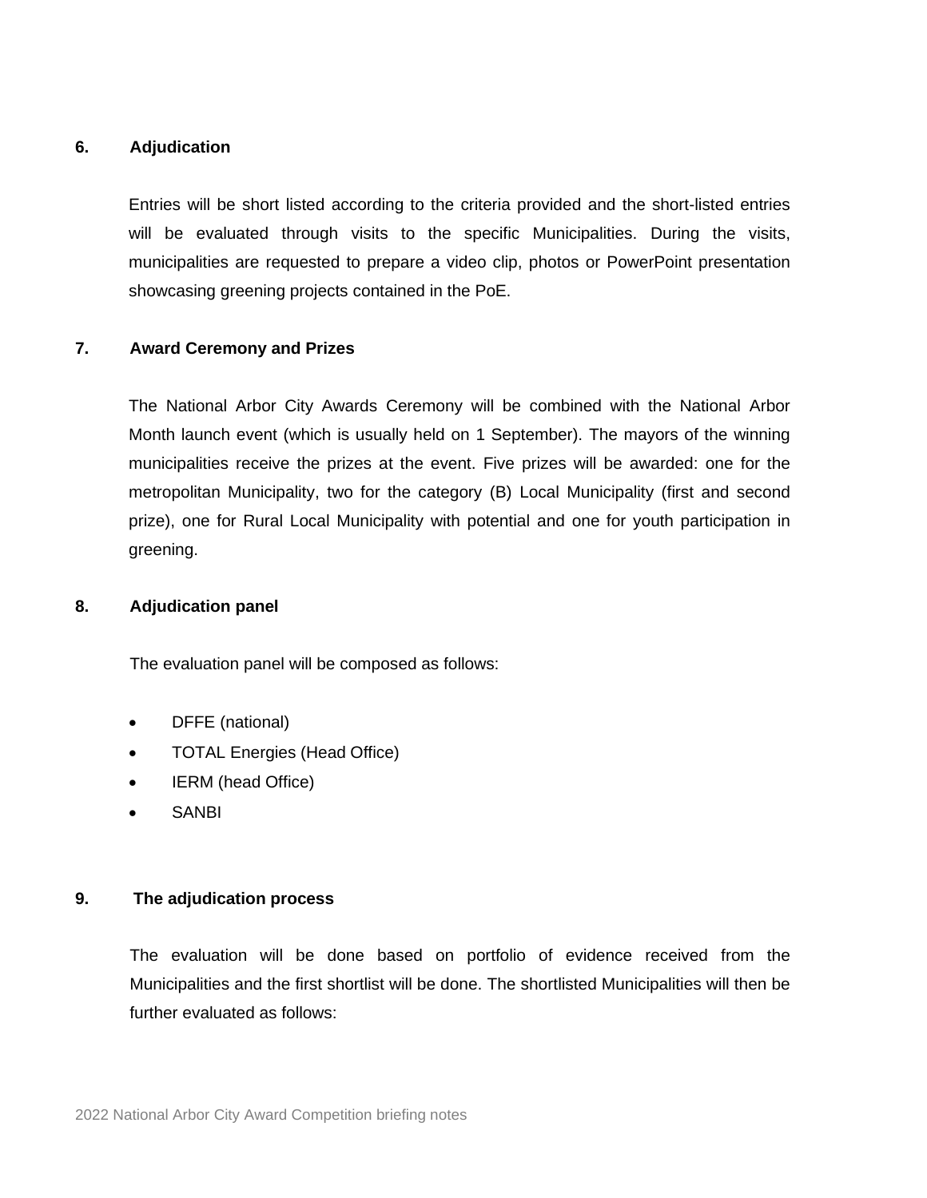## 6. Adjudication

Entries will be short listed according to the criteria provided and the short-listed entries will be evaluated through visits to the specific Municipalities. During the visits, municipalities are requested to prepare a video clip, photos or PowerPoint presentation showcasing greening projects contained in the PoE.

## 7. Award Ceremony and Prizes

The National Arbor City Awards Ceremony will be combined with the National Arbor Month launch event (which is usually held on 1 September). The mayors of the winning municipalities receive the prizes at the event. Five prizes will be awarded: one for the metropolitan Municipality, two for the category (B) Local Municipality (first and second prize), one for Rural Local Municipality with potential and one for youth participation in greening.

## 8. Adjudication panel

The evaluation panel will be composed as follows:

- DFFE (national)
- TOTAL Energies (Head Office)
- IERM (head Office)
- SANBI

## 9. The adjudication process

The evaluation will be done based on portfolio of evidence received from the Municipalities and the first shortlist will be done. The shortlisted Municipalities will then be further evaluated as follows: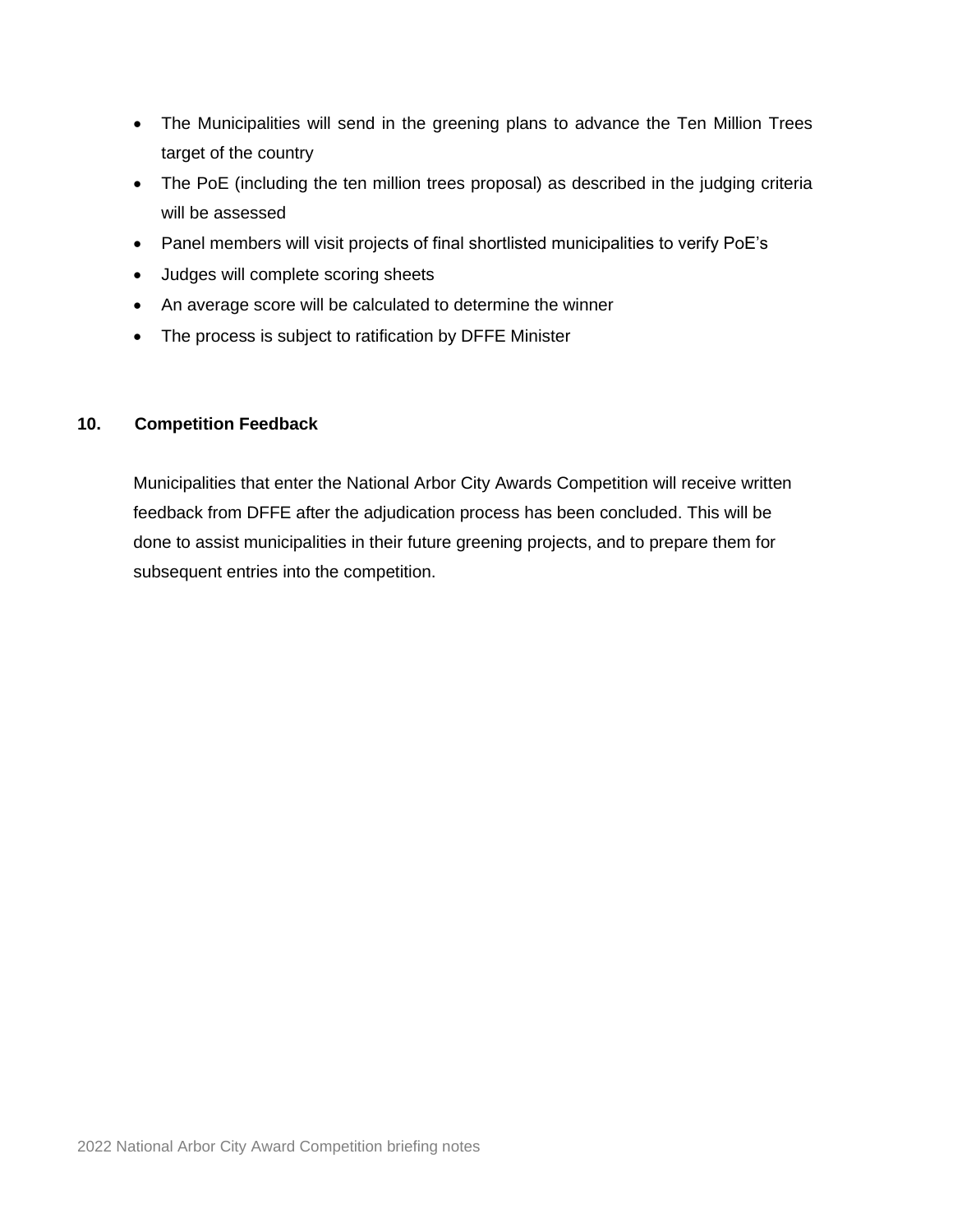- The Municipalities will send in the greening plans to advance the Ten Million Trees target of the country
- The PoE (including the ten million trees proposal) as described in the judging criteria will be assessed
- Panel members will visit projects of final shortlisted municipalities to verify PoE's
- Judges will complete scoring sheets
- An average score will be calculated to determine the winner
- The process is subject to ratification by DFFE Minister

## 10. Competition Feedback

Municipalities that enter the National Arbor City Awards Competition will receive written feedback from DFFE after the adjudication process has been concluded. This will be done to assist municipalities in their future greening projects, and to prepare them for subsequent entries into the competition.